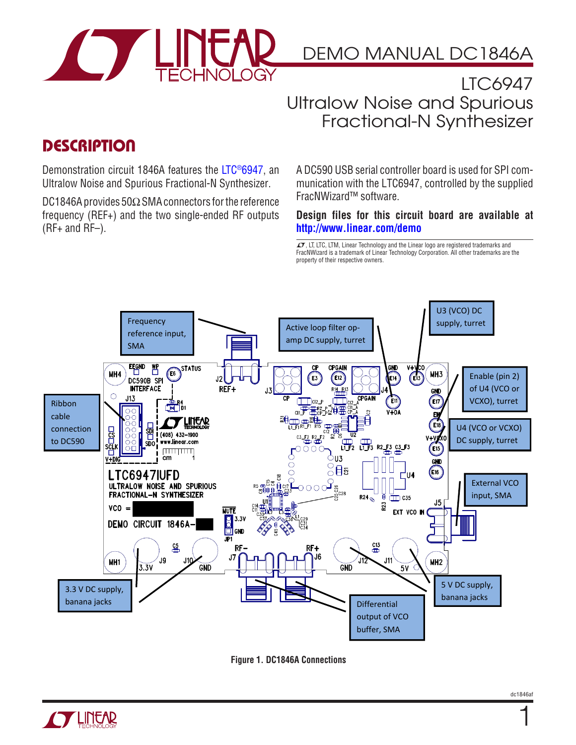# DEMO MANUAL DC1846A

## LTC6947 Ultralow Noise and Spurious Fractional-N Synthesizer

## DESCRIPTION

Demonstration circuit 1846A features the LTC®6947, an Ultralow Noise and Spurious Fractional-N Synthesizer.

DC1846A provides 50Ω SMA connectors for the reference frequency (REF+) and the two single-ended RF outputs (RF+ and RF–).

A DC590 USB serial controller board is used for SPI communication with the LTC6947, controlled by the supplied FracNWizard™ software.

**Design files for this circuit board are available at http://www.linear.com/demo**

LT, LTC, LTM, Linear Technology and the Linear logo are registered trademarks and FracNWizard is a trademark of Linear Technology Corporation. All other trademarks are the property of their respective owners.

Frequency reference input, SMA

Active loop filter op-amp DC supply, turret

U3 (VCO) DC supply, turret

Enable (pin 2) of U4 (VCO or VCXO), turret

U4 (VCO or VCXO) DC supply, turret

Ribbon cable connection to DC590

External VCO input, SMA

3.3 V DC supply, banana jacks

5 V DC supply, banana jacks

Differential output of VCO buffer, SMA

Figure 1. DC1846A Connections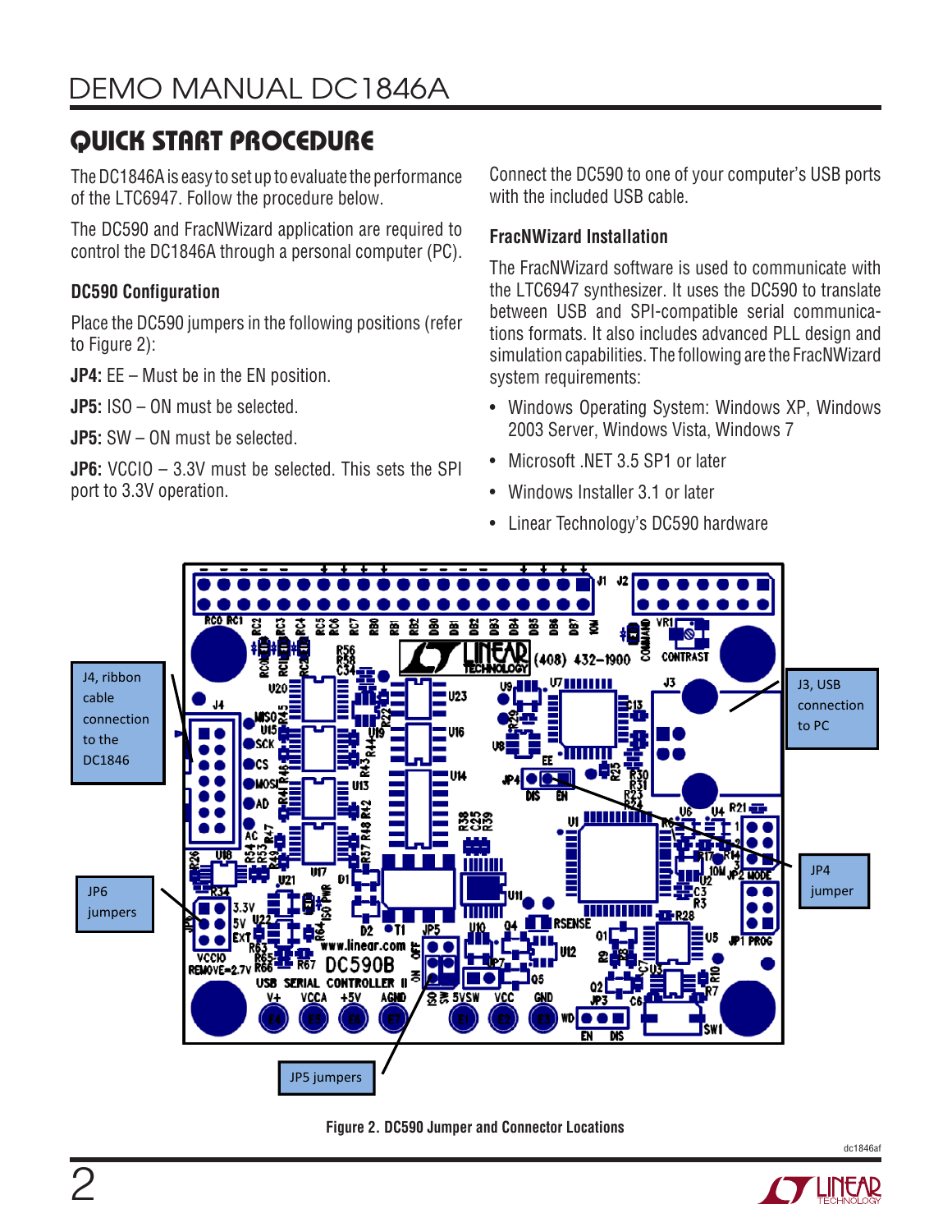## QUICK START PROCEDURE

The DC1846A is easy to set up to evaluate the performance of the LTC6947. Follow the procedure below.

The DC590 and FracNWizard application are required to control the DC1846A through a personal computer (PC).

### DC590 Configuration

Place the DC590 jumpers in the following positions (refer to Figure 2):

**JP4:** EE – Must be in the EN position.

**JP5:** ISO – ON must be selected.

**JP5:** SW – ON must be selected.

**JP6:** VCCIO – 3.3V must be selected. This sets the SPI port to 3.3V operation.

Connect the DC590 to one of your computer's USB ports with the included USB cable.

### FracNWizard Installation

The FracNWizard software is used to communicate with the LTC6947 synthesizer. It uses the DC590 to translate between USB and SPI-compatible serial communications formats. It also includes advanced PLL design and simulation capabilities. The following are the FracNWizard system requirements:

- Windows Operating System: Windows XP, Windows 2003 Server, Windows Vista, Windows 7
- Microsoft .NET 3.5 SP1 or later
- Windows Installer 3.1 or later
- Linear Technology's DC590 hardware

Figure 2. DC590 Jumper and Connector Locations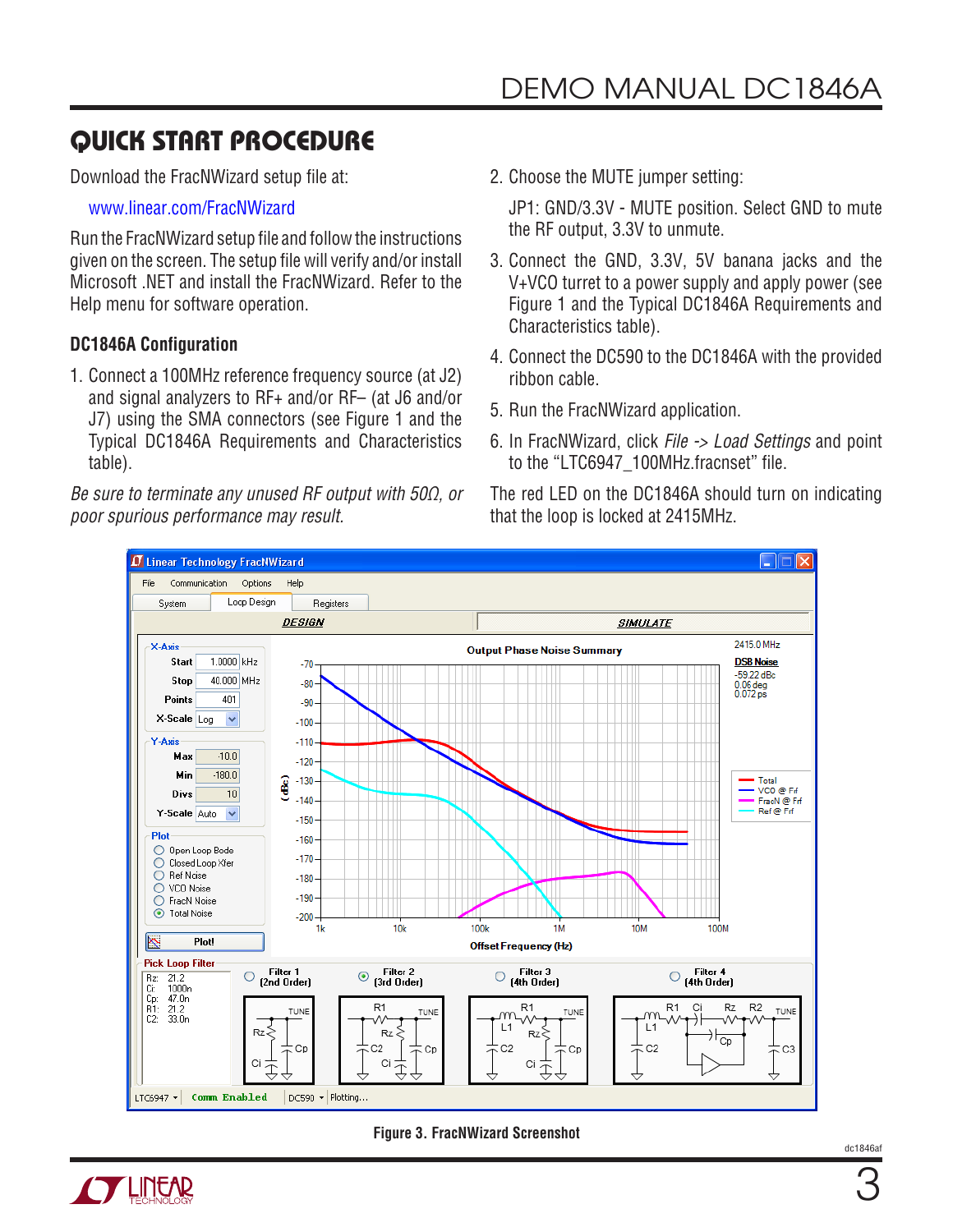## QUICK START PROCEDURE

Download the FracNWizard setup file at:

www.linear.com/FracNWizard

Run the FracNWizard setup file and follow the instructions given on the screen. The setup file will verify and/or install Microsoft .NET and install the FracNWizard. Refer to the Help menu for software operation.

### DC1846A Configuration

1. Connect a 100MHz reference frequency source (at J2) and signal analyzers to RF+ and/or RF– (at J6 and/or J7) using the SMA connectors (see Figure 1 and the Typical DC1846A Requirements and Characteristics table).

*Be sure to terminate any unused RF output with 50Ω, or poor spurious performance may result.*

2. Choose the MUTE jumper setting:

   JP1: GND/3.3V - MUTE position. Select GND to mute the RF output, 3.3V to unmute.

3. Connect the GND, 3.3V, 5V banana jacks and the V+VCO turret to a power supply and apply power (see Figure 1 and the Typical DC1846A Requirements and Characteristics table).
4. Connect the DC590 to the DC1846A with the provided ribbon cable.
5. Run the FracNWizard application.
6. In FracNWizard, click *File -> Load Settings* and point to the “LTC6947_100MHz.fracnset” file.

The red LED on the DC1846A should turn on indicating that the loop is locked at 2415MHz.

**Figure 3. FracNWizard Screenshot**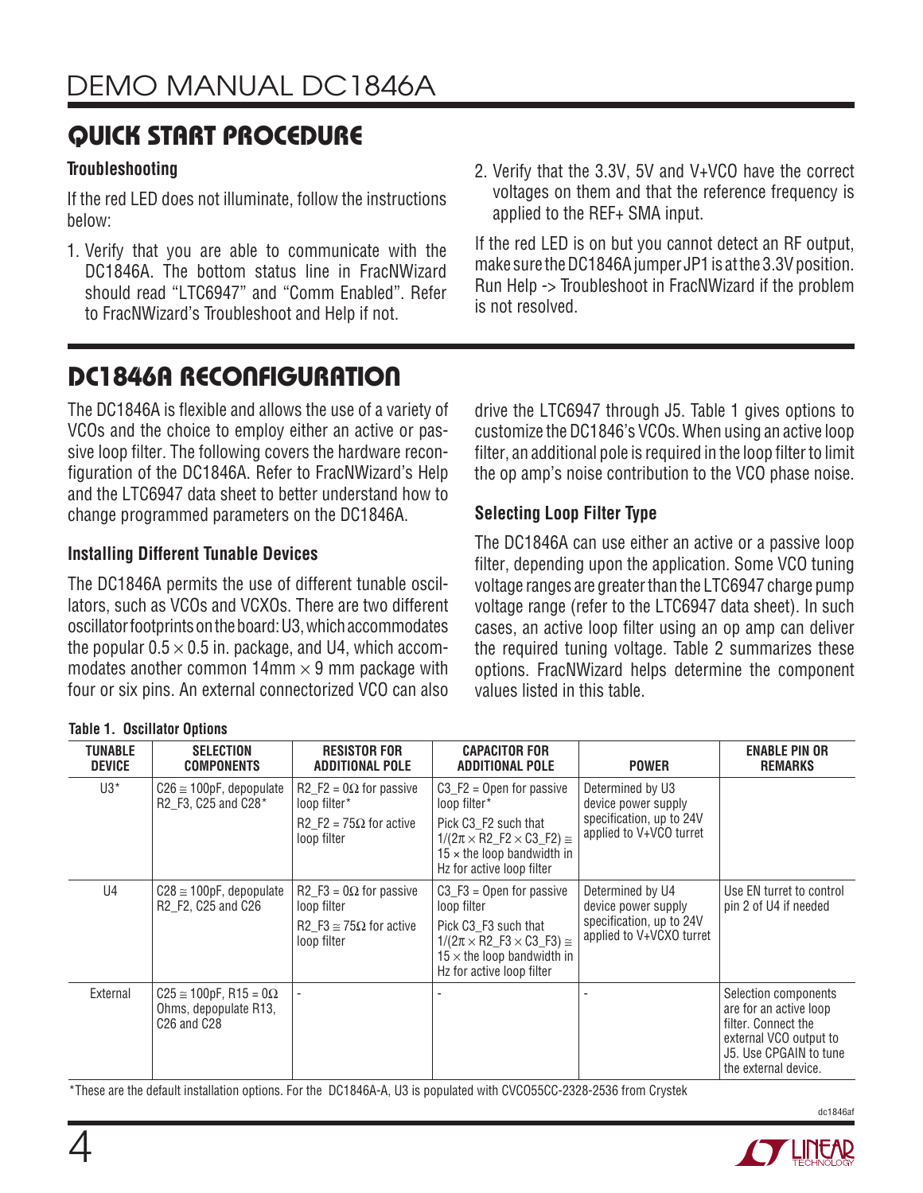## QUICK START PROCEDURE

### Troubleshooting

If the red LED does not illuminate, follow the instructions below:

1. Verify that you are able to communicate with the DC1846A. The bottom status line in FracNWizard should read "LTC6947" and "Comm Enabled". Refer to FracNWizard's Troubleshoot and Help if not.
2. Verify that the 3.3V, 5V and V+VCO have the correct voltages on them and that the reference frequency is applied to the REF+ SMA input.

If the red LED is on but you cannot detect an RF output, make sure the DC1846A jumper JP1 is at the 3.3V position. Run Help -> Troubleshoot in FracNWizard if the problem is not resolved.

## DC1846A RECONFIGURATION

The DC1846A is flexible and allows the use of a variety of VCOs and the choice to employ either an active or passive loop filter. The following covers the hardware reconfiguration of the DC1846A. Refer to FracNWizard's Help and the LTC6947 data sheet to better understand how to change programmed parameters on the DC1846A.

### Installing Different Tunable Devices

The DC1846A permits the use of different tunable oscillators, such as VCOs and VCXOs. There are two different oscillator footprints on the board: U3, which accommodates the popular $0.5 \times 0.5$ in. package, and U4, which accommodates another common $14\text{mm} \times 9$ mm package with four or six pins. An external connectorized VCO can also drive the LTC6947 through J5. Table 1 gives options to customize the DC1846's VCOs. When using an active loop filter, an additional pole is required in the loop filter to limit the op amp's noise contribution to the VCO phase noise.

### Selecting Loop Filter Type

The DC1846A can use either an active or a passive loop filter, depending upon the application. Some VCO tuning voltage ranges are greater than the LTC6947 charge pump voltage range (refer to the LTC6947 data sheet). In such cases, an active loop filter using an op amp can deliver the required tuning voltage. Table 2 summarizes these options. FracNWizard helps determine the component values listed in this table.

**Table 1. Oscillator Options**

| TUNABLE DEVICE | SELECTION COMPONENTS | RESISTOR FOR ADDITIONAL POLE | CAPACITOR FOR ADDITIONAL POLE | POWER | ENABLE PIN OR REMARKS |
|---|---|---|---|---|---|
| U3* | C26 ≅ 100pF, depopulate R2_F3, C25 and C28* | R2_F2 = 0Ω for passive loop filter*<br>R2_F2 = 75Ω for active loop filter | C3_F2 = Open for passive loop filter*<br>Pick C3_F2 such that $1/(2\pi \times R2\_F2 \times C3\_F2) \cong 15 \times$ the loop bandwidth in Hz for active loop filter | Determined by U3 device power supply specification, up to 24V applied to V+VCO turret | |
| U4 | C28 ≅ 100pF, depopulate R2_F2, C25 and C26 | R2_F3 = 0Ω for passive loop filter<br>R2_F3 ≅ 75Ω for active loop filter | C3_F3 = Open for passive loop filter<br>Pick C3_F3 such that $1/(2\pi \times R2\_F3 \times C3\_F3) \cong 15 \times$ the loop bandwidth in Hz for active loop filter | Determined by U4 device power supply specification, up to 24V applied to V+VCXO turret | Use EN turret to control pin 2 of U4 if needed |
| External | C25 ≅ 100pF, R15 = 0Ω Ohms, depopulate R13, C26 and C28 | - | - | - | Selection components are for an active loop filter. Connect the external VCO output to J5. Use CPGAIN to tune the external device. |

*These are the default installation options. For the DC1846A-A, U3 is populated with CVCO55CC-2328-2536 from Crystek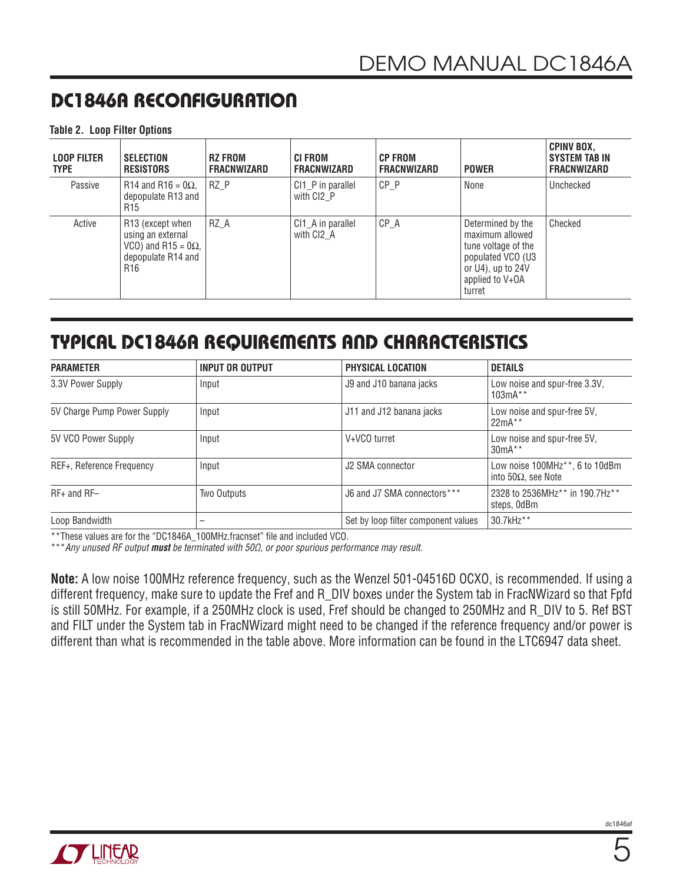## DC1846A RECONFIGURATION

**Table 2. Loop Filter Options**

| LOOP FILTER TYPE | SELECTION RESISTORS | RZ FROM FRACNWIZARD | CI FROM FRACNWIZARD | CP FROM FRACNWIZARD | POWER | CPINV BOX, SYSTEM TAB IN FRACNWIZARD |
|---|---|---|---|---|---|---|
| Passive | R14 and R16 = 0Ω, depopulate R13 and R15 | RZ_P | CI1_P in parallel with CI2_P | CP_P | None | Unchecked |
| Active | R13 (except when using an external VCO) and R15 = 0Ω, depopulate R14 and R16 | RZ_A | CI1_A in parallel with CI2_A | CP_A | Determined by the maximum allowed tune voltage of the populated VCO (U3 or U4), up to 24V applied to V+OA turret | Checked |

## TYPICAL DC1846A REQUIREMENTS AND CHARACTERISTICS

| PARAMETER | INPUT OR OUTPUT | PHYSICAL LOCATION | DETAILS |
|---|---|---|---|
| 3.3V Power Supply | Input | J9 and J10 banana jacks | Low noise and spur-free 3.3V, 103mA** |
| 5V Charge Pump Power Supply | Input | J11 and J12 banana jacks | Low noise and spur-free 5V, 22mA** |
| 5V VCO Power Supply | Input | V+VCO turret | Low noise and spur-free 5V, 30mA** |
| REF+, Reference Frequency | Input | J2 SMA connector | Low noise 100MHz**, 6 to 10dBm into 50Ω, see Note |
| RF+ and RF– | Two Outputs | J6 and J7 SMA connectors*** | 2328 to 2536MHz** in 190.7Hz** steps, 0dBm |
| Loop Bandwidth | – | Set by loop filter component values | 30.7kHz** |

**These values are for the "DC1846A_100MHz.fracnset" file and included VCO.

****Any unused RF output* ***must*** *be terminated with 50Ω, or poor spurious performance may result.*

**Note:** A low noise 100MHz reference frequency, such as the Wenzel 501-04516D OCXO, is recommended. If using a different frequency, make sure to update the Fref and R_DIV boxes under the System tab in FracNWizard so that Fpfd is still 50MHz. For example, if a 250MHz clock is used, Fref should be changed to 250MHz and R_DIV to 5. Ref BST and FILT under the System tab in FracNWizard might need to be changed if the reference frequency and/or power is different than what is recommended in the table above. More information can be found in the LTC6947 data sheet.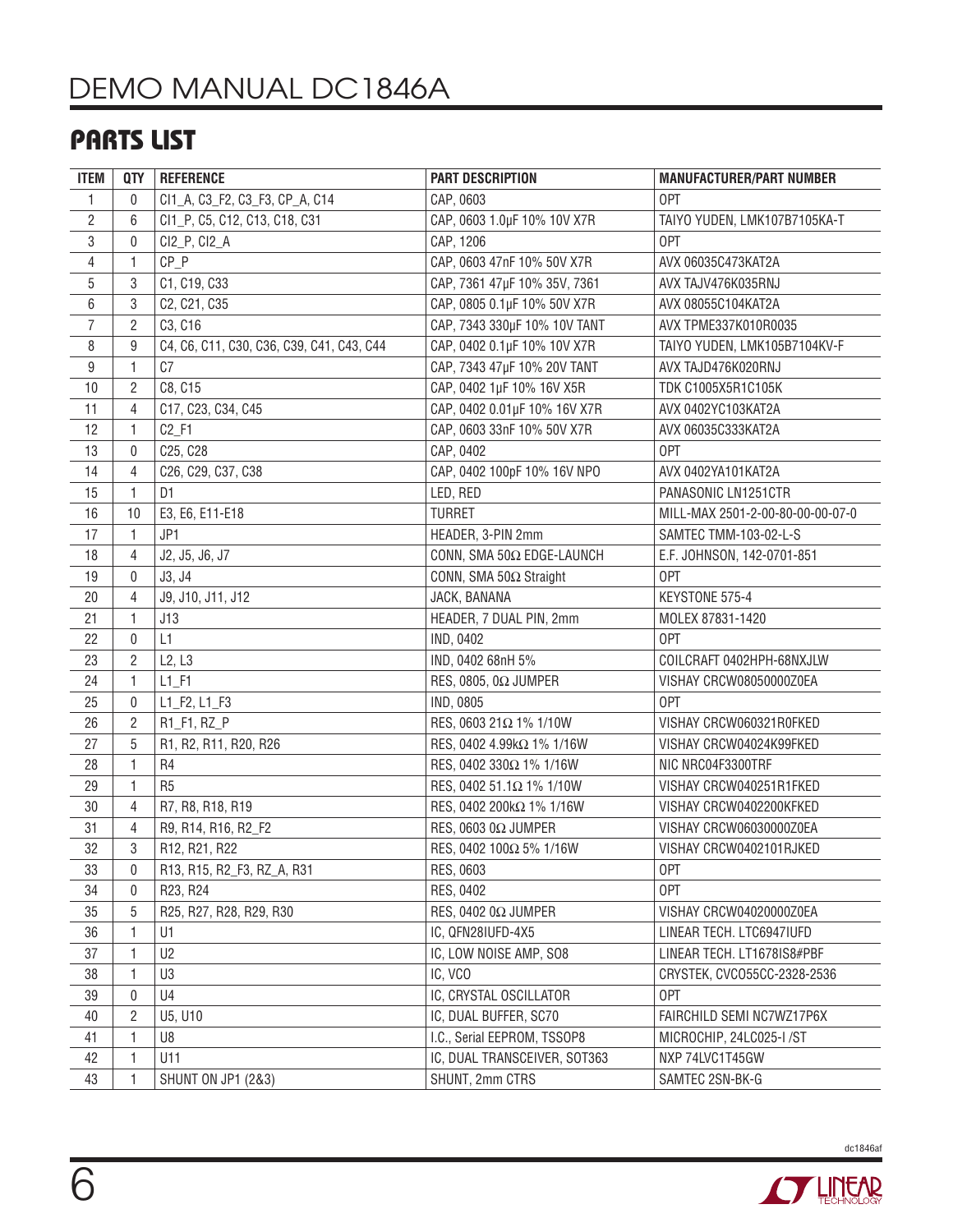## PARTS LIST

| ITEM | QTY | REFERENCE | PART DESCRIPTION | MANUFACTURER/PART NUMBER |
|---|---|---|---|---|
| 1 | 0 | CI1_A, C3_F2, C3_F3, CP_A, C14 | CAP, 0603 | OPT |
| 2 | 6 | CI1_P, C5, C12, C13, C18, C31 | CAP, 0603 1.0µF 10% 10V X7R | TAIYO YUDEN, LMK107B7105KA-T |
| 3 | 0 | CI2_P, CI2_A | CAP, 1206 | OPT |
| 4 | 1 | CP_P | CAP, 0603 47nF 10% 50V X7R | AVX 06035C473KAT2A |
| 5 | 3 | C1, C19, C33 | CAP, 7361 47µF 10% 35V, 7361 | AVX TAJV476K035RNJ |
| 6 | 3 | C2, C21, C35 | CAP, 0805 0.1µF 10% 50V X7R | AVX 08055C104KAT2A |
| 7 | 2 | C3, C16 | CAP, 7343 330µF 10% 10V TANT | AVX TPME337K010R0035 |
| 8 | 9 | C4, C6, C11, C30, C36, C39, C41, C43, C44 | CAP, 0402 0.1µF 10% 10V X7R | TAIYO YUDEN, LMK105B7104KV-F |
| 9 | 1 | C7 | CAP, 7343 47µF 10% 20V TANT | AVX TAJD476K020RNJ |
| 10 | 2 | C8, C15 | CAP, 0402 1µF 10% 16V X5R | TDK C1005X5R1C105K |
| 11 | 4 | C17, C23, C34, C45 | CAP, 0402 0.01µF 10% 16V X7R | AVX 0402YC103KAT2A |
| 12 | 1 | C2_F1 | CAP, 0603 33nF 10% 50V X7R | AVX 06035C333KAT2A |
| 13 | 0 | C25, C28 | CAP, 0402 | OPT |
| 14 | 4 | C26, C29, C37, C38 | CAP, 0402 100pF 10% 16V NPO | AVX 0402YA101KAT2A |
| 15 | 1 | D1 | LED, RED | PANASONIC LN1251CTR |
| 16 | 10 | E3, E6, E11-E18 | TURRET | MILL-MAX 2501-2-00-80-00-00-07-0 |
| 17 | 1 | JP1 | HEADER, 3-PIN 2mm | SAMTEC TMM-103-02-L-S |
| 18 | 4 | J2, J5, J6, J7 | CONN, SMA 50Ω EDGE-LAUNCH | E.F. JOHNSON, 142-0701-851 |
| 19 | 0 | J3, J4 | CONN, SMA 50Ω Straight | OPT |
| 20 | 4 | J9, J10, J11, J12 | JACK, BANANA | KEYSTONE 575-4 |
| 21 | 1 | J13 | HEADER, 7 DUAL PIN, 2mm | MOLEX 87831-1420 |
| 22 | 0 | L1 | IND, 0402 | OPT |
| 23 | 2 | L2, L3 | IND, 0402 68nH 5% | COILCRAFT 0402HPH-68NXJLW |
| 24 | 1 | L1_F1 | RES, 0805, 0Ω JUMPER | VISHAY CRCW08050000Z0EA |
| 25 | 0 | L1_F2, L1_F3 | IND, 0805 | OPT |
| 26 | 2 | R1_F1, RZ_P | RES, 0603 21Ω 1% 1/10W | VISHAY CRCW060321R0FKED |
| 27 | 5 | R1, R2, R11, R20, R26 | RES, 0402 4.99kΩ 1% 1/16W | VISHAY CRCW04024K99FKED |
| 28 | 1 | R4 | RES, 0402 330Ω 1% 1/16W | NIC NRC04F3300TRF |
| 29 | 1 | R5 | RES, 0402 51.1Ω 1% 1/10W | VISHAY CRCW040251R1FKED |
| 30 | 4 | R7, R8, R18, R19 | RES, 0402 200kΩ 1% 1/16W | VISHAY CRCW0402200KFKED |
| 31 | 4 | R9, R14, R16, R2_F2 | RES, 0603 0Ω JUMPER | VISHAY CRCW06030000Z0EA |
| 32 | 3 | R12, R21, R22 | RES, 0402 100Ω 5% 1/16W | VISHAY CRCW0402101RJKED |
| 33 | 0 | R13, R15, R2_F3, RZ_A, R31 | RES, 0603 | OPT |
| 34 | 0 | R23, R24 | RES, 0402 | OPT |
| 35 | 5 | R25, R27, R28, R29, R30 | RES, 0402 0Ω JUMPER | VISHAY CRCW04020000Z0EA |
| 36 | 1 | U1 | IC, QFN28IUFD-4X5 | LINEAR TECH. LTC6947IUFD |
| 37 | 1 | U2 | IC, LOW NOISE AMP, SO8 | LINEAR TECH. LT1678IS8#PBF |
| 38 | 1 | U3 | IC, VCO | CRYSTEK, CVCO55CC-2328-2536 |
| 39 | 0 | U4 | IC, CRYSTAL OSCILLATOR | OPT |
| 40 | 2 | U5, U10 | IC, DUAL BUFFER, SC70 | FAIRCHILD SEMI NC7WZ17P6X |
| 41 | 1 | U8 | I.C., Serial EEPROM, TSSOP8 | MICROCHIP, 24LC025-I /ST |
| 42 | 1 | U11 | IC, DUAL TRANSCEIVER, SOT363 | NXP 74LVC1T45GW |
| 43 | 1 | SHUNT ON JP1 (2&3) | SHUNT, 2mm CTRS | SAMTEC 2SN-BK-G |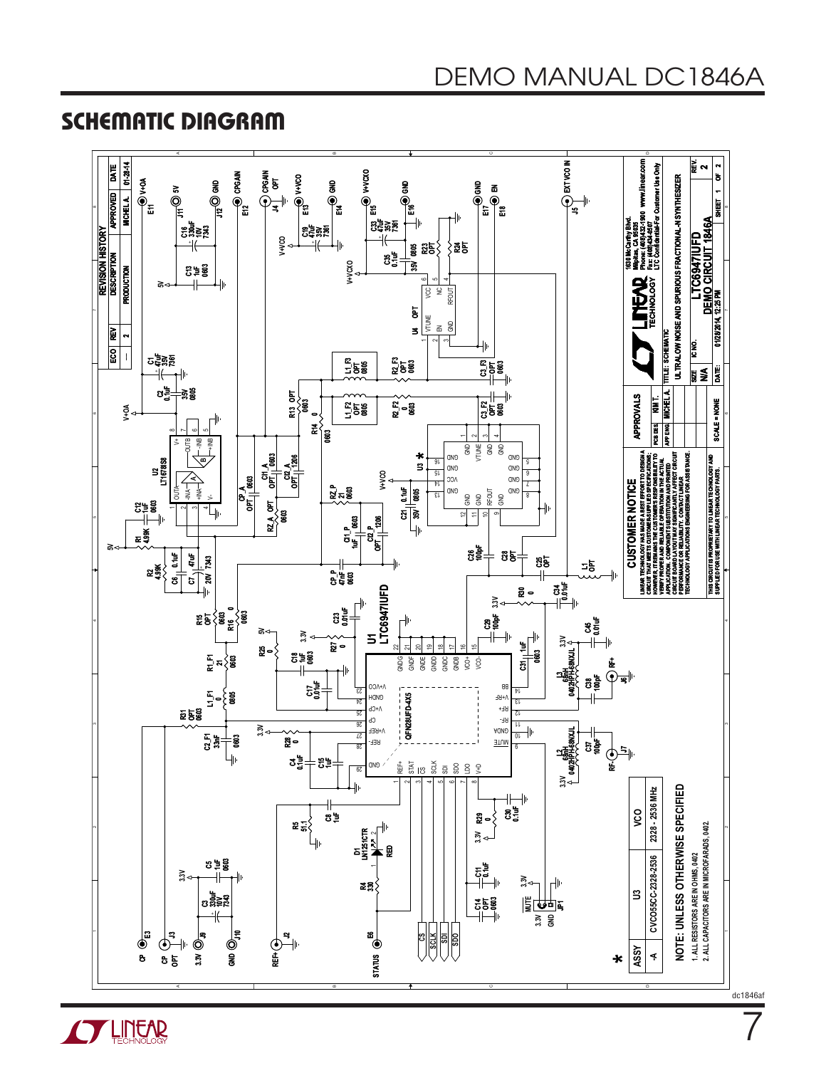## SCHEMATIC DIAGRAM

REVISION HISTORY

| ECO | REV | DESCRIPTION | APPROVED | DATE |
|---|---|---|---|---|
| — | 2 | PRODUCTION | MICHEL A. | 01-28-14 |

| ASSY | U3 | VCO |
|---|---|---|
| -A | CVCO55CC-2328-2536 | 2328 - 2536 MHz |

NOTE: UNLESS OTHERWISE SPECIFIED

1. ALL RESISTORS ARE IN OHMS, 0402.
2. ALL CAPACITORS ARE IN MICROFARADS, 0402.

**CUSTOMER NOTICE**

LINEAR TECHNOLOGY HAS MADE A BEST EFFORT TO DESIGN A CIRCUIT THAT MEETS CUSTOMER-SUPPLIED SPECIFICATIONS; HOWEVER, IT REMAINS THE CUSTOMER'S RESPONSIBILITY TO VERIFY PROPER AND RELIABLE OPERATION IN THE ACTUAL APPLICATION. COMPONENT SUBSTITUTION AND PRINTED CIRCUIT BOARD LAYOUT MAY SIGNIFICANTLY AFFECT CIRCUIT PERFORMANCE OR RELIABILITY. CONTACT LINEAR TECHNOLOGY APPLICATIONS ENGINEERING FOR ASSISTANCE.

THIS CIRCUIT IS PROPRIETARY TO LINEAR TECHNOLOGY AND SUPPLIED FOR USE WITH LINEAR TECHNOLOGY PARTS.

| APPROVALS | |
|---|---|
| PCB DES. | KIM T. |
| APP ENG. | MICHEL A. |

SCALE = NONE

1630 McCarthy Blvd.
Milpitas, CA 95035
Phone: (408)432-1900 www.linear.com
Fax: (408)434-0507
LTC Confidential-For Customer Use Only

TITLE: SCHEMATIC
ULTRALOW NOISE AND SPURIOUS FRACTIONAL-N SYNTHESIZER

SIZE: N/A
IC NO. LTC6947IUFD
DEMO CIRCUIT 1846A
REV. 2
DATE: 01/28/2014, 12:25 PM
SHEET 1 OF 2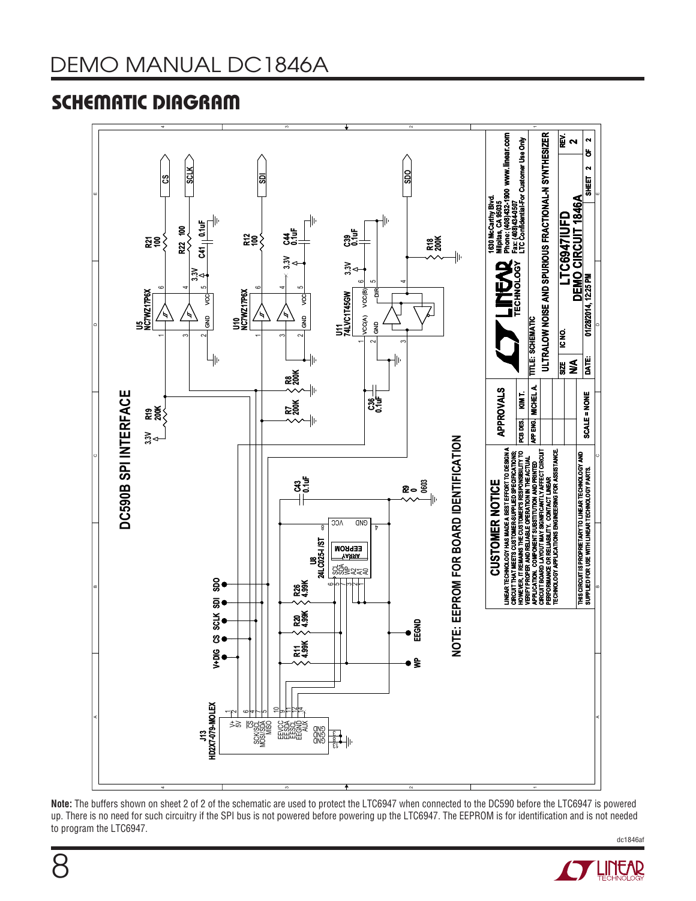# SCHEMATIC DIAGRAM

DC590B SPI INTERFACE

NOTE: EEPROM FOR BOARD IDENTIFICATION

CUSTOMER NOTICE

LINEAR TECHNOLOGY HAS MADE A BEST EFFORT TO DESIGN A CIRCUIT THAT MEETS CUSTOMER-SUPPLIED SPECIFICATIONS; HOWEVER, IT REMAINS THE CUSTOMER'S RESPONSIBILITY TO VERIFY PROPER AND RELIABLE OPERATION IN THE ACTUAL APPLICATION. COMPONENT SUBSTITUTION AND PRINTED CIRCUIT BOARD LAYOUT MAY SIGNIFICANTLY AFFECT CIRCUIT PERFORMANCE OR RELIABILITY. CONTACT LINEAR TECHNOLOGY APPLICATIONS ENGINEERING FOR ASSISTANCE.

THIS CIRCUIT IS PROPRIETARY TO LINEAR TECHNOLOGY AND SUPPLIED FOR USE WITH LINEAR TECHNOLOGY PARTS.

| APPROVALS | |
|---|---|
| PCB DES. | KIM T. |
| APP ENG. | MICHEL A. |

SCALE = NONE

1630 McCarthy Blvd.
Milpitas, CA 95035
Phone: (408)432-1900 www.linear.com
Fax: (408)434-0507
LTC Confidential-For Customer Use Only

TITLE: SCHEMATIC
ULTRALOW NOISE AND SPURIOUS FRACTIONAL-N SYNTHESIZER

SIZE: N/A
IC NO.: LTC6947IUFD
DEMO CIRCUIT 1846A
REV.: 2
DATE: 01/28/2014, 12:25 PM
SHEET 2 OF 2

**Note:** The buffers shown on sheet 2 of 2 of the schematic are used to protect the LTC6947 when connected to the DC590 before the LTC6947 is powered up. There is no need for such circuitry if the SPI bus is not powered before powering up the LTC6947. The EEPROM is for identification and is not needed to program the LTC6947.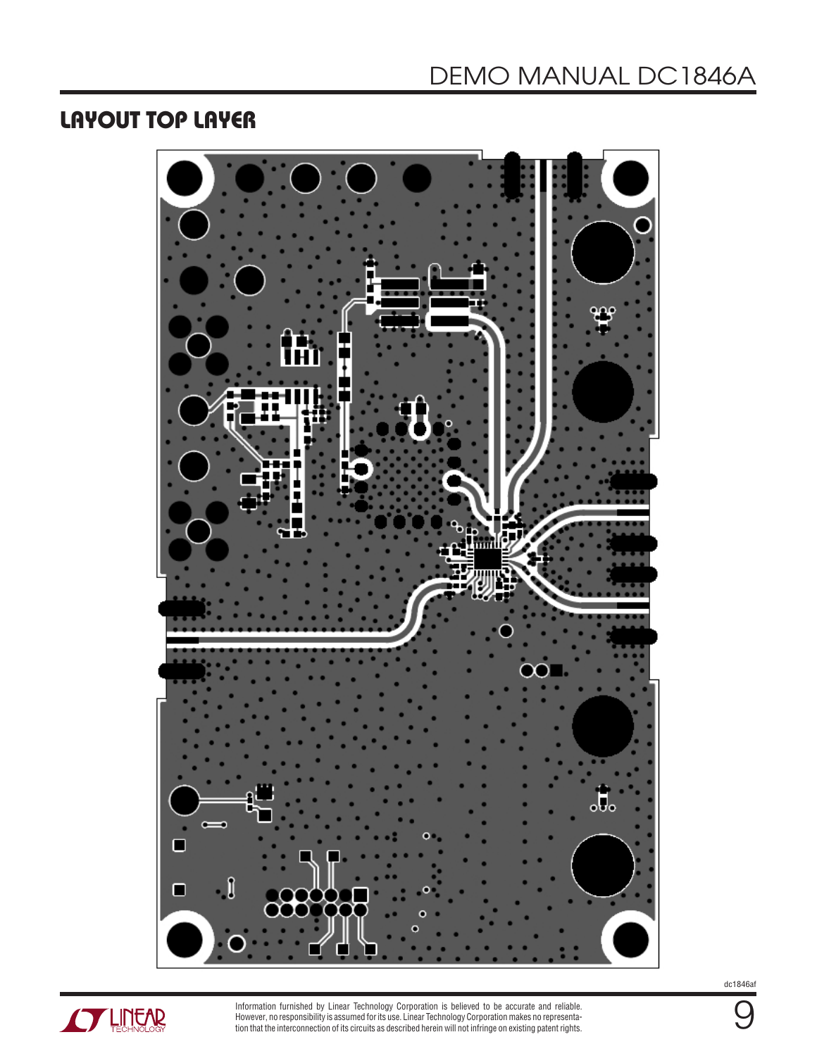## LAYOUT TOP LAYER

Information furnished by Linear Technology Corporation is believed to be accurate and reliable. However, no responsibility is assumed for its use. Linear Technology Corporation makes no representation that the interconnection of its circuits as described herein will not infringe on existing patent rights.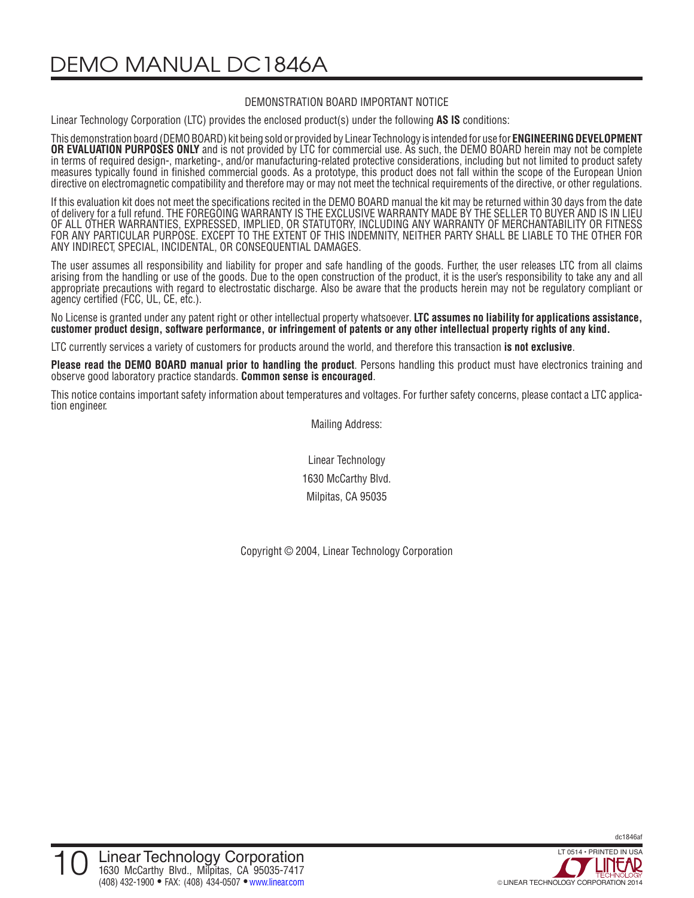DEMONSTRATION BOARD IMPORTANT NOTICE

Linear Technology Corporation (LTC) provides the enclosed product(s) under the following **AS IS** conditions:

This demonstration board (DEMO BOARD) kit being sold or provided by Linear Technology is intended for use for **ENGINEERING DEVELOPMENT OR EVALUATION PURPOSES ONLY** and is not provided by LTC for commercial use. As such, the DEMO BOARD herein may not be complete in terms of required design-, marketing-, and/or manufacturing-related protective considerations, including but not limited to product safety measures typically found in finished commercial goods. As a prototype, this product does not fall within the scope of the European Union directive on electromagnetic compatibility and therefore may or may not meet the technical requirements of the directive, or other regulations.

If this evaluation kit does not meet the specifications recited in the DEMO BOARD manual the kit may be returned within 30 days from the date of delivery for a full refund. THE FOREGOING WARRANTY IS THE EXCLUSIVE WARRANTY MADE BY THE SELLER TO BUYER AND IS IN LIEU OF ALL OTHER WARRANTIES, EXPRESSED, IMPLIED, OR STATUTORY, INCLUDING ANY WARRANTY OF MERCHANTABILITY OR FITNESS FOR ANY PARTICULAR PURPOSE. EXCEPT TO THE EXTENT OF THIS INDEMNITY, NEITHER PARTY SHALL BE LIABLE TO THE OTHER FOR ANY INDIRECT, SPECIAL, INCIDENTAL, OR CONSEQUENTIAL DAMAGES.

The user assumes all responsibility and liability for proper and safe handling of the goods. Further, the user releases LTC from all claims arising from the handling or use of the goods. Due to the open construction of the product, it is the user's responsibility to take any and all appropriate precautions with regard to electrostatic discharge. Also be aware that the products herein may not be regulatory compliant or agency certified (FCC, UL, CE, etc.).

No License is granted under any patent right or other intellectual property whatsoever. **LTC assumes no liability for applications assistance, customer product design, software performance, or infringement of patents or any other intellectual property rights of any kind.**

LTC currently services a variety of customers for products around the world, and therefore this transaction **is not exclusive**.

**Please read the DEMO BOARD manual prior to handling the product**. Persons handling this product must have electronics training and observe good laboratory practice standards. **Common sense is encouraged**.

This notice contains important safety information about temperatures and voltages. For further safety concerns, please contact a LTC application engineer.

Mailing Address:

Linear Technology

1630 McCarthy Blvd.

Milpitas, CA 95035

Copyright © 2004, Linear Technology Corporation

Linear Technology Corporation
1630 McCarthy Blvd., Milpitas, CA 95035-7417
(408) 432-1900 • FAX: (408) 434-0507 • www.linear.com

LT 0514 • PRINTED IN USA

© LINEAR TECHNOLOGY CORPORATION 2014